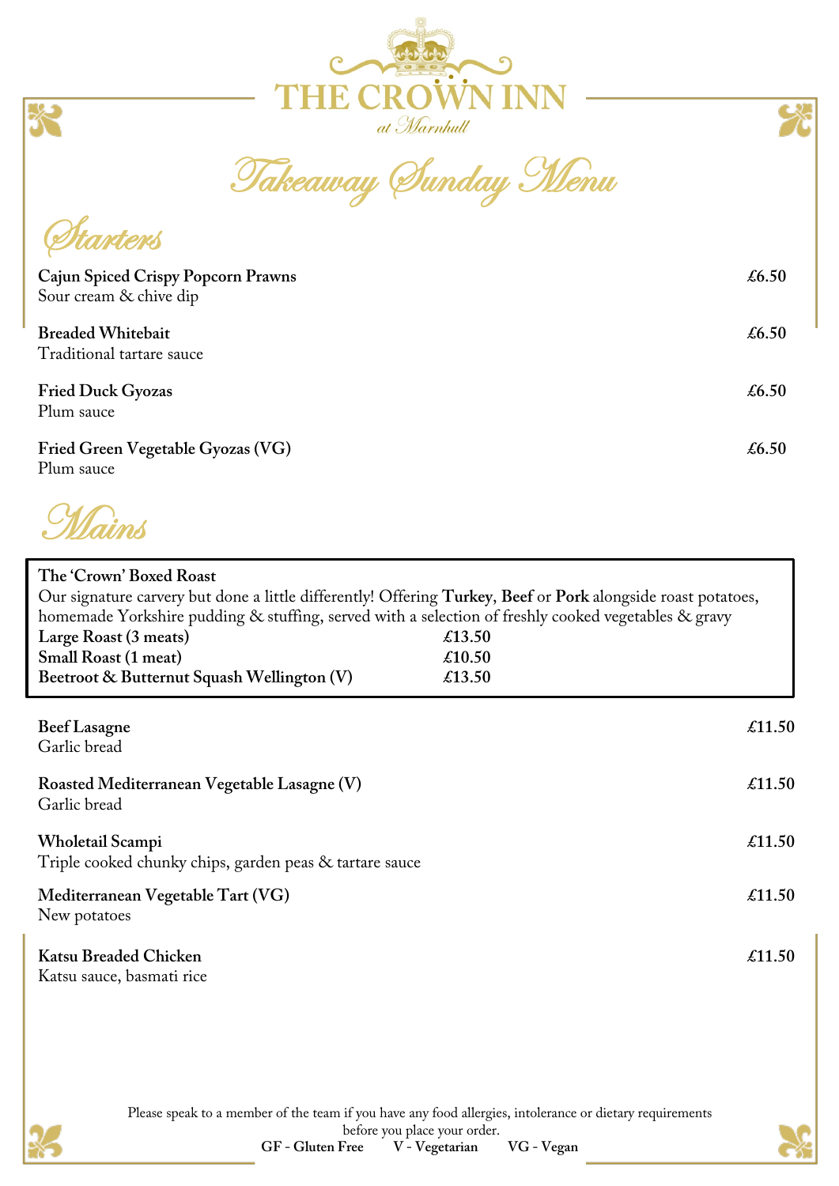# THE CROWN INN

*at Marnhull*

## *Takeaway Sunday Menu*

## *Starters*

**Cajun Spiced Crispy Popcorn Prawns** £6.50
Sour cream & chive dip

**Breaded Whitebait** £6.50
Traditional tartare sauce

**Fried Duck Gyozas** £6.50
Plum sauce

**Fried Green Vegetable Gyozas (VG)** £6.50
Plum sauce

## *Mains*

**The 'Crown' Boxed Roast**
Our signature carvery but done a little differently! Offering **Turkey**, **Beef** or **Pork** alongside roast potatoes, homemade Yorkshire pudding & stuffing, served with a selection of freshly cooked vegetables & gravy

| | |
|---|---|
| **Large Roast (3 meats)** | **£13.50** |
| **Small Roast (1 meat)** | **£10.50** |
| **Beetroot & Butternut Squash Wellington (V)** | **£13.50** |

**Beef Lasagne** £11.50
Garlic bread

**Roasted Mediterranean Vegetable Lasagne (V)** £11.50
Garlic bread

**Wholetail Scampi** £11.50
Triple cooked chunky chips, garden peas & tartare sauce

**Mediterranean Vegetable Tart (VG)** £11.50
New potatoes

**Katsu Breaded Chicken** £11.50
Katsu sauce, basmati rice

Please speak to a member of the team if you have any food allergies, intolerance or dietary requirements before you place your order.

**GF - Gluten Free** **V - Vegetarian** **VG - Vegan**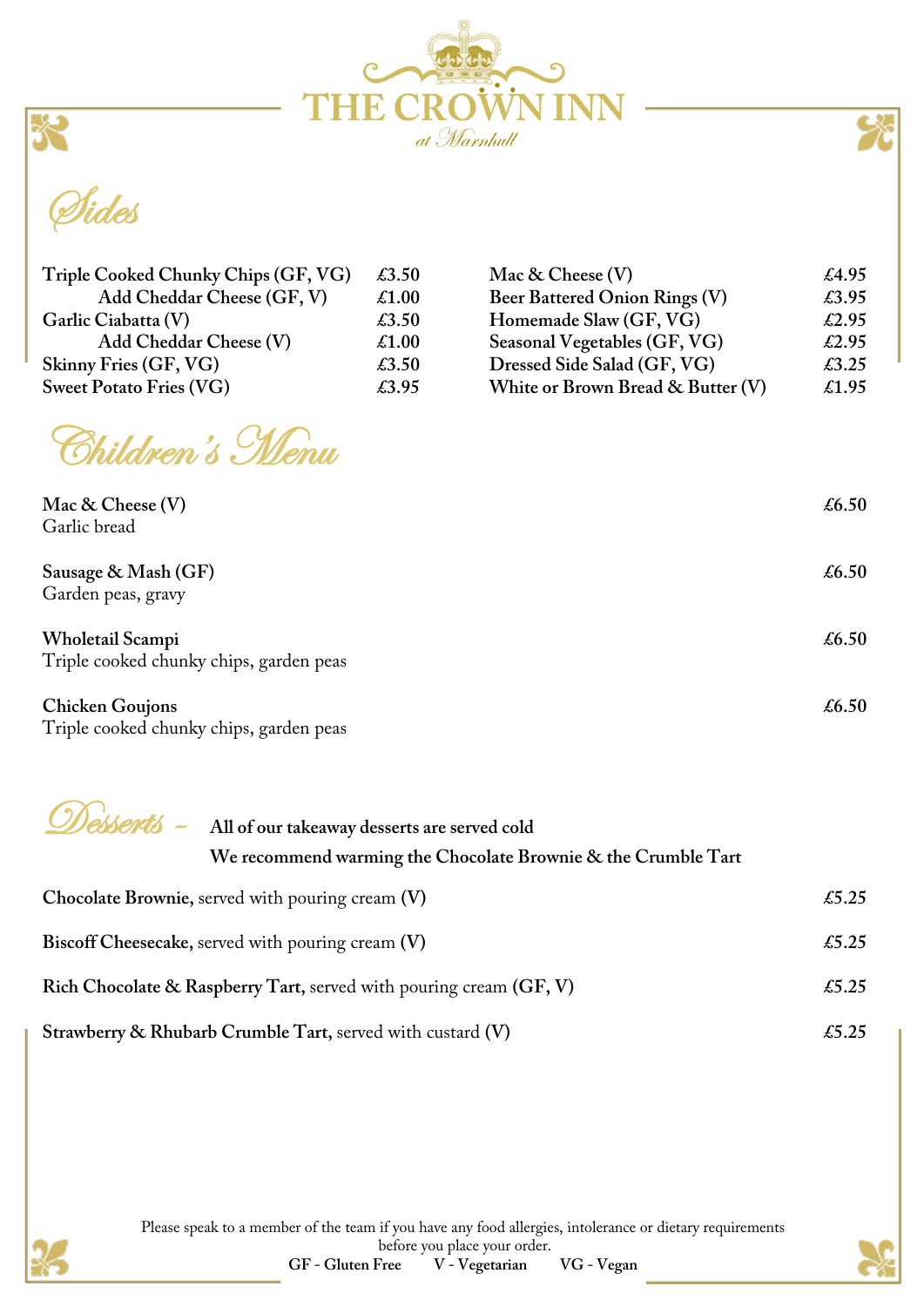# THE CROWN INN

*at Marnhull*

## Sides

| | |
|---|---|
| **Triple Cooked Chunky Chips (GF, VG)** | **£3.50** |
| **Add Cheddar Cheese (GF, V)** | **£1.00** |
| **Garlic Ciabatta (V)** | **£3.50** |
| **Add Cheddar Cheese (V)** | **£1.00** |
| **Skinny Fries (GF, VG)** | **£3.50** |
| **Sweet Potato Fries (VG)** | **£3.95** |
| **Mac & Cheese (V)** | **£4.95** |
| **Beer Battered Onion Rings (V)** | **£3.95** |
| **Homemade Slaw (GF, VG)** | **£2.95** |
| **Seasonal Vegetables (GF, VG)** | **£2.95** |
| **Dressed Side Salad (GF, VG)** | **£3.25** |
| **White or Brown Bread & Butter (V)** | **£1.95** |

## Children's Menu

**Mac & Cheese (V)** — **£6.50**
Garlic bread

**Sausage & Mash (GF)** — **£6.50**
Garden peas, gravy

**Wholetail Scampi** — **£6.50**
Triple cooked chunky chips, garden peas

**Chicken Goujons** — **£6.50**
Triple cooked chunky chips, garden peas

## Desserts –

**All of our takeaway desserts are served cold**
**We recommend warming the Chocolate Brownie & the Crumble Tart**

**Chocolate Brownie,** served with pouring cream **(V)** — **£5.25**

**Biscoff Cheesecake,** served with pouring cream **(V)** — **£5.25**

**Rich Chocolate & Raspberry Tart,** served with pouring cream **(GF, V)** — **£5.25**

**Strawberry & Rhubarb Crumble Tart,** served with custard **(V)** — **£5.25**

Please speak to a member of the team if you have any food allergies, intolerance or dietary requirements before you place your order.

**GF - Gluten Free** **V - Vegetarian** **VG - Vegan**